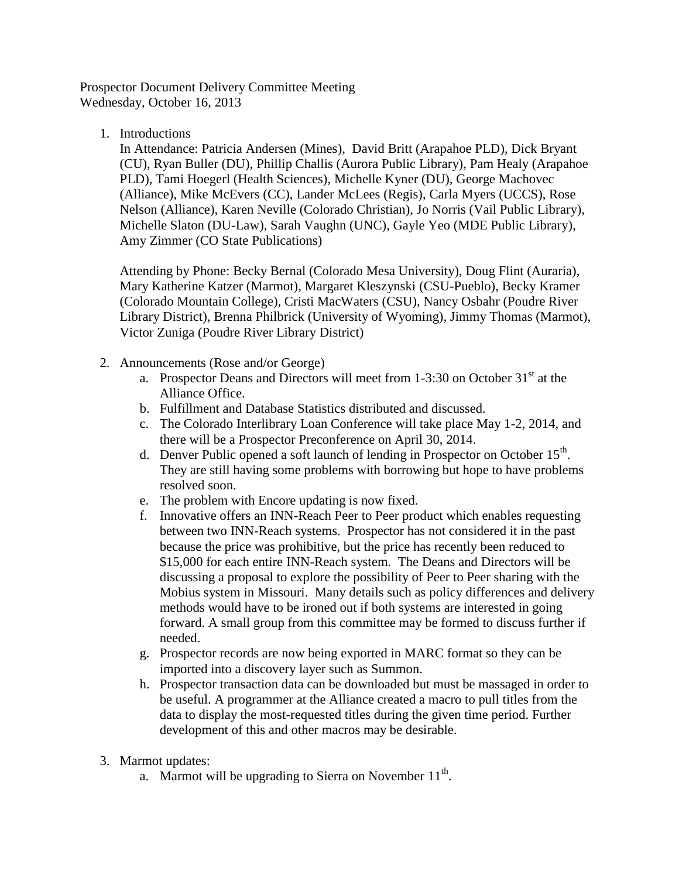Prospector Document Delivery Committee Meeting
Wednesday, October 16, 2013

1. Introductions
   In Attendance: Patricia Andersen (Mines), David Britt (Arapahoe PLD), Dick Bryant (CU), Ryan Buller (DU), Phillip Challis (Aurora Public Library), Pam Healy (Arapahoe PLD), Tami Hoegerl (Health Sciences), Michelle Kyner (DU), George Machovec (Alliance), Mike McEvers (CC), Lander McLees (Regis), Carla Myers (UCCS), Rose Nelson (Alliance), Karen Neville (Colorado Christian), Jo Norris (Vail Public Library), Michelle Slaton (DU-Law), Sarah Vaughn (UNC), Gayle Yeo (MDE Public Library), Amy Zimmer (CO State Publications)

   Attending by Phone: Becky Bernal (Colorado Mesa University), Doug Flint (Auraria), Mary Katherine Katzer (Marmot), Margaret Kleszynski (CSU-Pueblo), Becky Kramer (Colorado Mountain College), Cristi MacWaters (CSU), Nancy Osbahr (Poudre River Library District), Brenna Philbrick (University of Wyoming), Jimmy Thomas (Marmot), Victor Zuniga (Poudre River Library District)

2. Announcements (Rose and/or George)
   a. Prospector Deans and Directors will meet from 1-3:30 on October 31st at the Alliance Office.
   b. Fulfillment and Database Statistics distributed and discussed.
   c. The Colorado Interlibrary Loan Conference will take place May 1-2, 2014, and there will be a Prospector Preconference on April 30, 2014.
   d. Denver Public opened a soft launch of lending in Prospector on October 15th. They are still having some problems with borrowing but hope to have problems resolved soon.
   e. The problem with Encore updating is now fixed.
   f. Innovative offers an INN-Reach Peer to Peer product which enables requesting between two INN-Reach systems. Prospector has not considered it in the past because the price was prohibitive, but the price has recently been reduced to \$15,000 for each entire INN-Reach system. The Deans and Directors will be discussing a proposal to explore the possibility of Peer to Peer sharing with the Mobius system in Missouri. Many details such as policy differences and delivery methods would have to be ironed out if both systems are interested in going forward. A small group from this committee may be formed to discuss further if needed.
   g. Prospector records are now being exported in MARC format so they can be imported into a discovery layer such as Summon.
   h. Prospector transaction data can be downloaded but must be massaged in order to be useful. A programmer at the Alliance created a macro to pull titles from the data to display the most-requested titles during the given time period. Further development of this and other macros may be desirable.

3. Marmot updates:
   a. Marmot will be upgrading to Sierra on November 11th.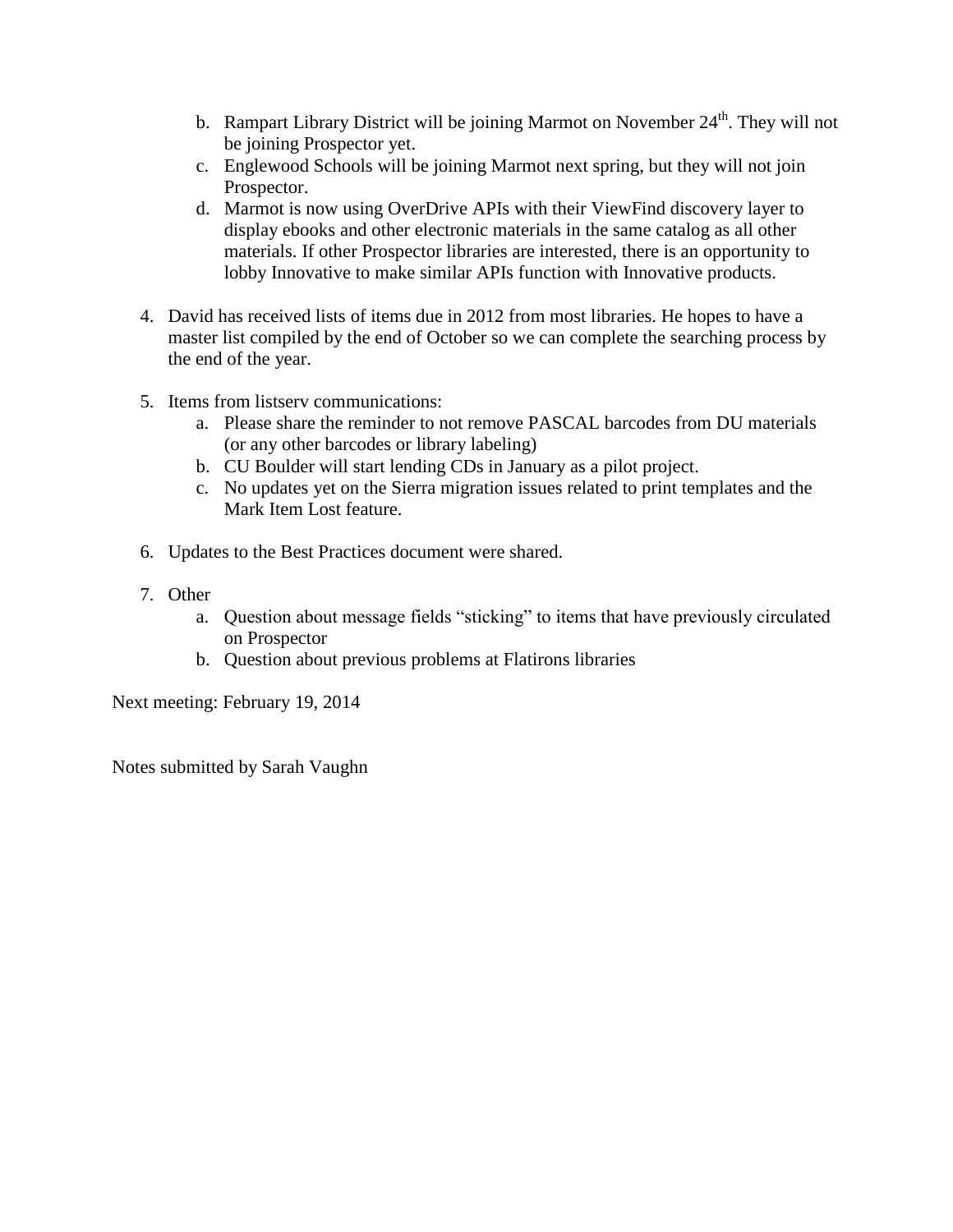b. Rampart Library District will be joining Marmot on November 24th. They will not be joining Prospector yet.
   c. Englewood Schools will be joining Marmot next spring, but they will not join Prospector.
   d. Marmot is now using OverDrive APIs with their ViewFind discovery layer to display ebooks and other electronic materials in the same catalog as all other materials. If other Prospector libraries are interested, there is an opportunity to lobby Innovative to make similar APIs function with Innovative products.

4. David has received lists of items due in 2012 from most libraries. He hopes to have a master list compiled by the end of October so we can complete the searching process by the end of the year.

5. Items from listserv communications:
   a. Please share the reminder to not remove PASCAL barcodes from DU materials (or any other barcodes or library labeling)
   b. CU Boulder will start lending CDs in January as a pilot project.
   c. No updates yet on the Sierra migration issues related to print templates and the Mark Item Lost feature.

6. Updates to the Best Practices document were shared.

7. Other
   a. Question about message fields "sticking" to items that have previously circulated on Prospector
   b. Question about previous problems at Flatirons libraries

Next meeting: February 19, 2014

Notes submitted by Sarah Vaughn